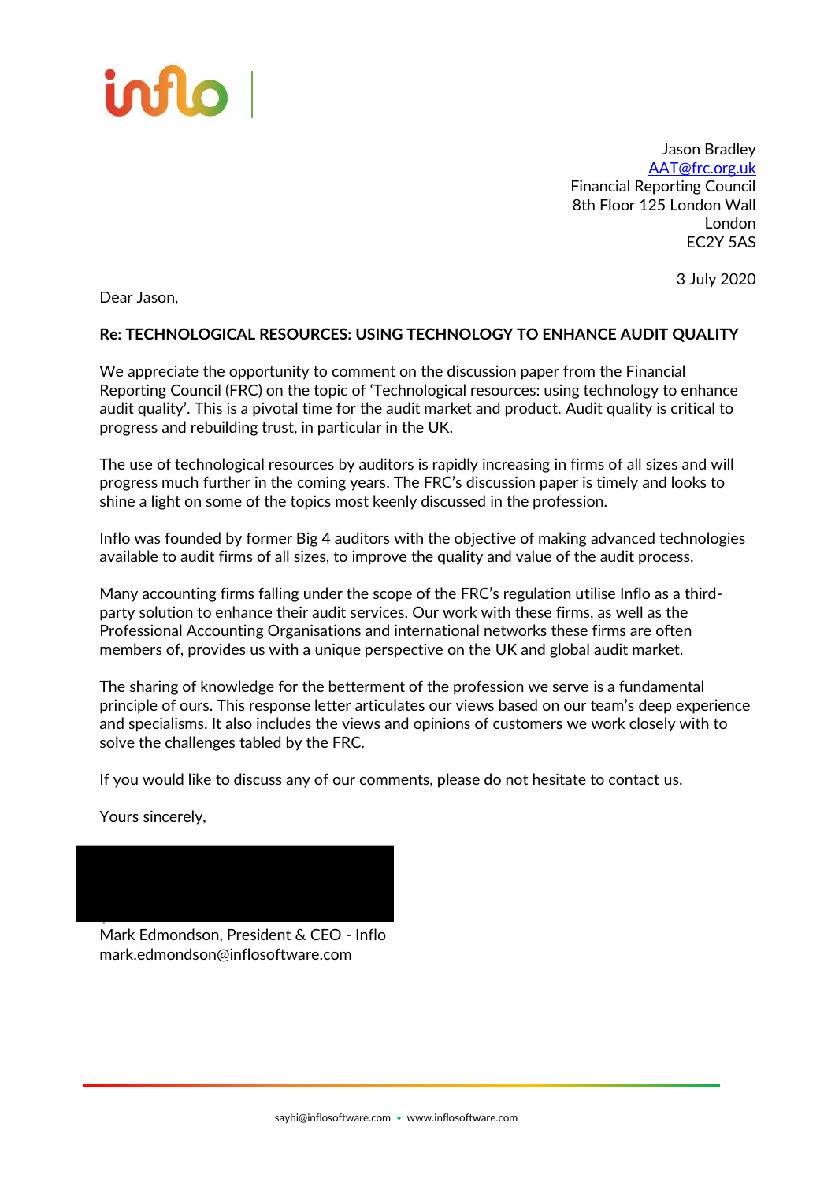Jason Bradley
AAT@frc.org.uk
Financial Reporting Council
8th Floor 125 London Wall
London
EC2Y 5AS

3 July 2020

Dear Jason,

**Re: TECHNOLOGICAL RESOURCES: USING TECHNOLOGY TO ENHANCE AUDIT QUALITY**

We appreciate the opportunity to comment on the discussion paper from the Financial Reporting Council (FRC) on the topic of 'Technological resources: using technology to enhance audit quality'. This is a pivotal time for the audit market and product. Audit quality is critical to progress and rebuilding trust, in particular in the UK.

The use of technological resources by auditors is rapidly increasing in firms of all sizes and will progress much further in the coming years. The FRC's discussion paper is timely and looks to shine a light on some of the topics most keenly discussed in the profession.

Inflo was founded by former Big 4 auditors with the objective of making advanced technologies available to audit firms of all sizes, to improve the quality and value of the audit process.

Many accounting firms falling under the scope of the FRC's regulation utilise Inflo as a third-party solution to enhance their audit services. Our work with these firms, as well as the Professional Accounting Organisations and international networks these firms are often members of, provides us with a unique perspective on the UK and global audit market.

The sharing of knowledge for the betterment of the profession we serve is a fundamental principle of ours. This response letter articulates our views based on our team's deep experience and specialisms. It also includes the views and opinions of customers we work closely with to solve the challenges tabled by the FRC.

If you would like to discuss any of our comments, please do not hesitate to contact us.

Yours sincerely,

Mark Edmondson, President & CEO - Inflo
mark.edmondson@inflosoftware.com

sayhi@inflosoftware.com • www.inflosoftware.com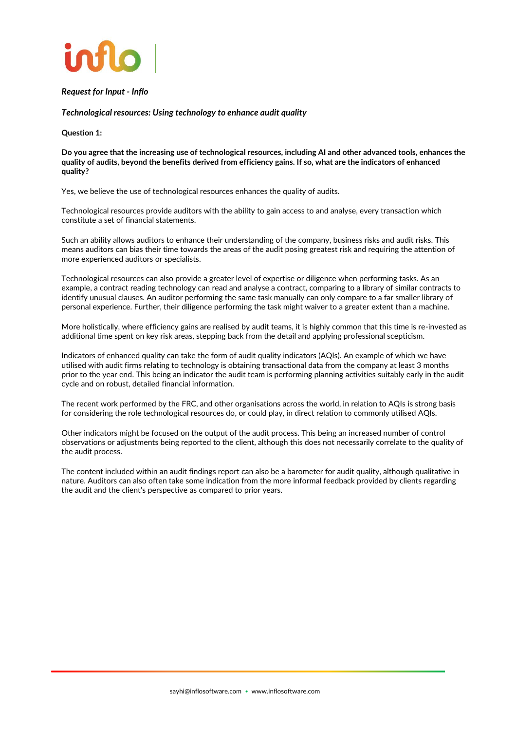*Request for Input - Inflo*

***Technological resources: Using technology to enhance audit quality***

**Question 1:**

**Do you agree that the increasing use of technological resources, including AI and other advanced tools, enhances the quality of audits, beyond the benefits derived from efficiency gains. If so, what are the indicators of enhanced quality?**

Yes, we believe the use of technological resources enhances the quality of audits.

Technological resources provide auditors with the ability to gain access to and analyse, every transaction which constitute a set of financial statements.

Such an ability allows auditors to enhance their understanding of the company, business risks and audit risks. This means auditors can bias their time towards the areas of the audit posing greatest risk and requiring the attention of more experienced auditors or specialists.

Technological resources can also provide a greater level of expertise or diligence when performing tasks. As an example, a contract reading technology can read and analyse a contract, comparing to a library of similar contracts to identify unusual clauses. An auditor performing the same task manually can only compare to a far smaller library of personal experience. Further, their diligence performing the task might waiver to a greater extent than a machine.

More holistically, where efficiency gains are realised by audit teams, it is highly common that this time is re-invested as additional time spent on key risk areas, stepping back from the detail and applying professional scepticism.

Indicators of enhanced quality can take the form of audit quality indicators (AQIs). An example of which we have utilised with audit firms relating to technology is obtaining transactional data from the company at least 3 months prior to the year end. This being an indicator the audit team is performing planning activities suitably early in the audit cycle and on robust, detailed financial information.

The recent work performed by the FRC, and other organisations across the world, in relation to AQIs is strong basis for considering the role technological resources do, or could play, in direct relation to commonly utilised AQIs.

Other indicators might be focused on the output of the audit process. This being an increased number of control observations or adjustments being reported to the client, although this does not necessarily correlate to the quality of the audit process.

The content included within an audit findings report can also be a barometer for audit quality, although qualitative in nature. Auditors can also often take some indication from the more informal feedback provided by clients regarding the audit and the client's perspective as compared to prior years.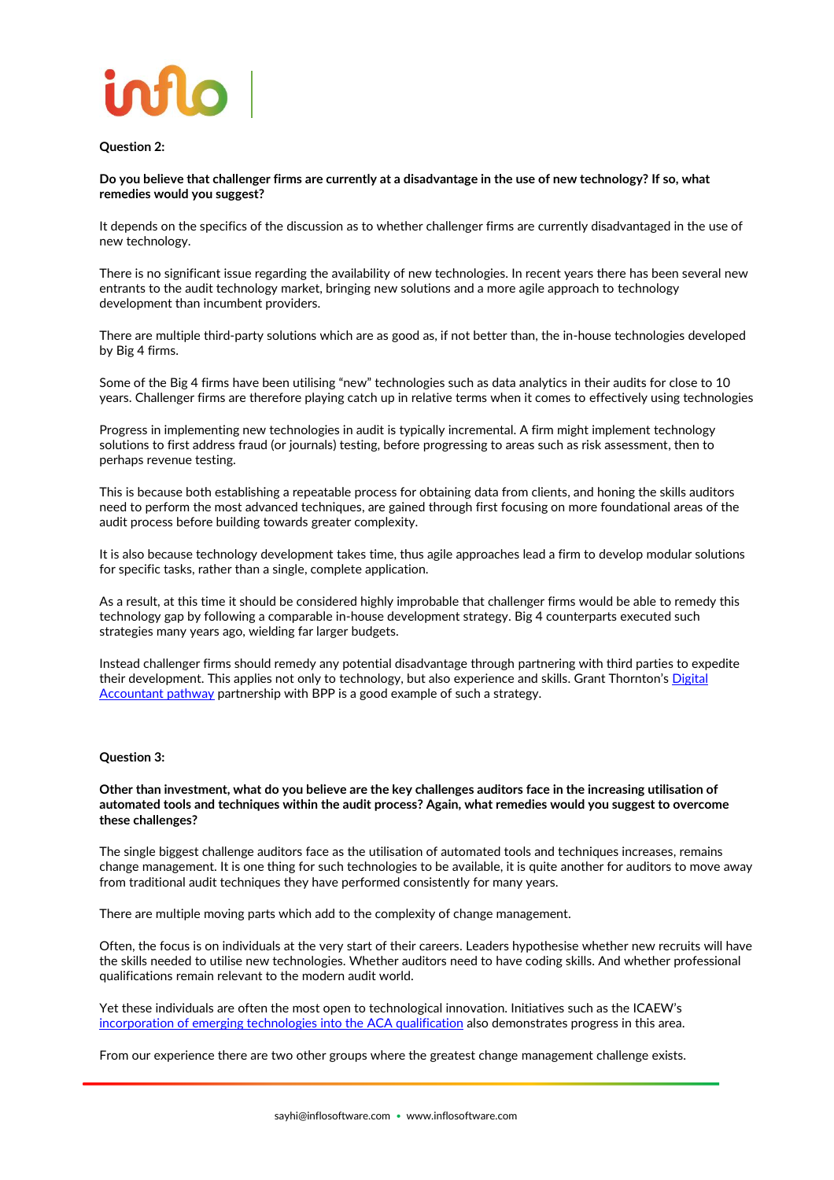**Question 2:**

**Do you believe that challenger firms are currently at a disadvantage in the use of new technology? If so, what remedies would you suggest?**

It depends on the specifics of the discussion as to whether challenger firms are currently disadvantaged in the use of new technology.

There is no significant issue regarding the availability of new technologies. In recent years there has been several new entrants to the audit technology market, bringing new solutions and a more agile approach to technology development than incumbent providers.

There are multiple third-party solutions which are as good as, if not better than, the in-house technologies developed by Big 4 firms.

Some of the Big 4 firms have been utilising "new" technologies such as data analytics in their audits for close to 10 years. Challenger firms are therefore playing catch up in relative terms when it comes to effectively using technologies

Progress in implementing new technologies in audit is typically incremental. A firm might implement technology solutions to first address fraud (or journals) testing, before progressing to areas such as risk assessment, then to perhaps revenue testing.

This is because both establishing a repeatable process for obtaining data from clients, and honing the skills auditors need to perform the most advanced techniques, are gained through first focusing on more foundational areas of the audit process before building towards greater complexity.

It is also because technology development takes time, thus agile approaches lead a firm to develop modular solutions for specific tasks, rather than a single, complete application.

As a result, at this time it should be considered highly improbable that challenger firms would be able to remedy this technology gap by following a comparable in-house development strategy. Big 4 counterparts executed such strategies many years ago, wielding far larger budgets.

Instead challenger firms should remedy any potential disadvantage through partnering with third parties to expedite their development. This applies not only to technology, but also experience and skills. Grant Thornton's Digital Accountant pathway partnership with BPP is a good example of such a strategy.

**Question 3:**

**Other than investment, what do you believe are the key challenges auditors face in the increasing utilisation of automated tools and techniques within the audit process? Again, what remedies would you suggest to overcome these challenges?**

The single biggest challenge auditors face as the utilisation of automated tools and techniques increases, remains change management. It is one thing for such technologies to be available, it is quite another for auditors to move away from traditional audit techniques they have performed consistently for many years.

There are multiple moving parts which add to the complexity of change management.

Often, the focus is on individuals at the very start of their careers. Leaders hypothesise whether new recruits will have the skills needed to utilise new technologies. Whether auditors need to have coding skills. And whether professional qualifications remain relevant to the modern audit world.

Yet these individuals are often the most open to technological innovation. Initiatives such as the ICAEW's incorporation of emerging technologies into the ACA qualification also demonstrates progress in this area.

From our experience there are two other groups where the greatest change management challenge exists.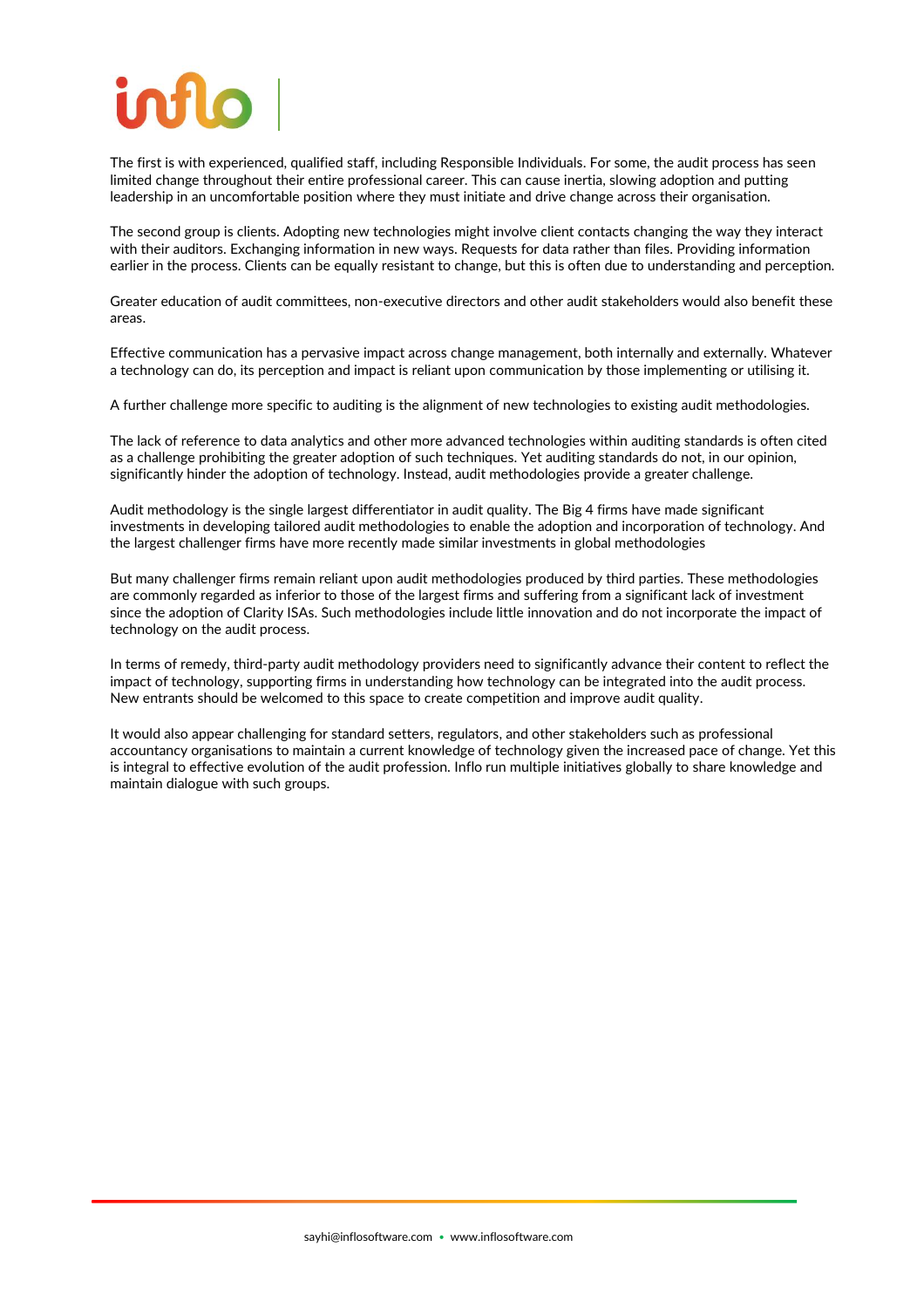The first is with experienced, qualified staff, including Responsible Individuals. For some, the audit process has seen limited change throughout their entire professional career. This can cause inertia, slowing adoption and putting leadership in an uncomfortable position where they must initiate and drive change across their organisation.

The second group is clients. Adopting new technologies might involve client contacts changing the way they interact with their auditors. Exchanging information in new ways. Requests for data rather than files. Providing information earlier in the process. Clients can be equally resistant to change, but this is often due to understanding and perception.

Greater education of audit committees, non-executive directors and other audit stakeholders would also benefit these areas.

Effective communication has a pervasive impact across change management, both internally and externally. Whatever a technology can do, its perception and impact is reliant upon communication by those implementing or utilising it.

A further challenge more specific to auditing is the alignment of new technologies to existing audit methodologies.

The lack of reference to data analytics and other more advanced technologies within auditing standards is often cited as a challenge prohibiting the greater adoption of such techniques. Yet auditing standards do not, in our opinion, significantly hinder the adoption of technology. Instead, audit methodologies provide a greater challenge.

Audit methodology is the single largest differentiator in audit quality. The Big 4 firms have made significant investments in developing tailored audit methodologies to enable the adoption and incorporation of technology. And the largest challenger firms have more recently made similar investments in global methodologies

But many challenger firms remain reliant upon audit methodologies produced by third parties. These methodologies are commonly regarded as inferior to those of the largest firms and suffering from a significant lack of investment since the adoption of Clarity ISAs. Such methodologies include little innovation and do not incorporate the impact of technology on the audit process.

In terms of remedy, third-party audit methodology providers need to significantly advance their content to reflect the impact of technology, supporting firms in understanding how technology can be integrated into the audit process. New entrants should be welcomed to this space to create competition and improve audit quality.

It would also appear challenging for standard setters, regulators, and other stakeholders such as professional accountancy organisations to maintain a current knowledge of technology given the increased pace of change. Yet this is integral to effective evolution of the audit profession. Inflo run multiple initiatives globally to share knowledge and maintain dialogue with such groups.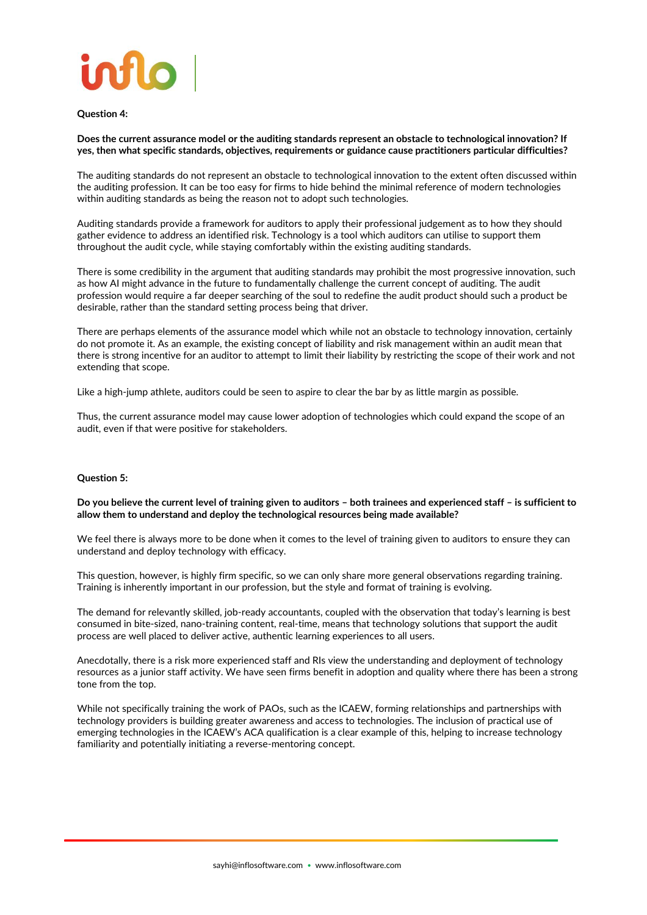**Question 4:**

**Does the current assurance model or the auditing standards represent an obstacle to technological innovation? If yes, then what specific standards, objectives, requirements or guidance cause practitioners particular difficulties?**

The auditing standards do not represent an obstacle to technological innovation to the extent often discussed within the auditing profession. It can be too easy for firms to hide behind the minimal reference of modern technologies within auditing standards as being the reason not to adopt such technologies.

Auditing standards provide a framework for auditors to apply their professional judgement as to how they should gather evidence to address an identified risk. Technology is a tool which auditors can utilise to support them throughout the audit cycle, while staying comfortably within the existing auditing standards.

There is some credibility in the argument that auditing standards may prohibit the most progressive innovation, such as how AI might advance in the future to fundamentally challenge the current concept of auditing. The audit profession would require a far deeper searching of the soul to redefine the audit product should such a product be desirable, rather than the standard setting process being that driver.

There are perhaps elements of the assurance model which while not an obstacle to technology innovation, certainly do not promote it. As an example, the existing concept of liability and risk management within an audit mean that there is strong incentive for an auditor to attempt to limit their liability by restricting the scope of their work and not extending that scope.

Like a high-jump athlete, auditors could be seen to aspire to clear the bar by as little margin as possible.

Thus, the current assurance model may cause lower adoption of technologies which could expand the scope of an audit, even if that were positive for stakeholders.

**Question 5:**

**Do you believe the current level of training given to auditors – both trainees and experienced staff – is sufficient to allow them to understand and deploy the technological resources being made available?**

We feel there is always more to be done when it comes to the level of training given to auditors to ensure they can understand and deploy technology with efficacy.

This question, however, is highly firm specific, so we can only share more general observations regarding training. Training is inherently important in our profession, but the style and format of training is evolving.

The demand for relevantly skilled, job-ready accountants, coupled with the observation that today's learning is best consumed in bite-sized, nano-training content, real-time, means that technology solutions that support the audit process are well placed to deliver active, authentic learning experiences to all users.

Anecdotally, there is a risk more experienced staff and RIs view the understanding and deployment of technology resources as a junior staff activity. We have seen firms benefit in adoption and quality where there has been a strong tone from the top.

While not specifically training the work of PAOs, such as the ICAEW, forming relationships and partnerships with technology providers is building greater awareness and access to technologies. The inclusion of practical use of emerging technologies in the ICAEW's ACA qualification is a clear example of this, helping to increase technology familiarity and potentially initiating a reverse-mentoring concept.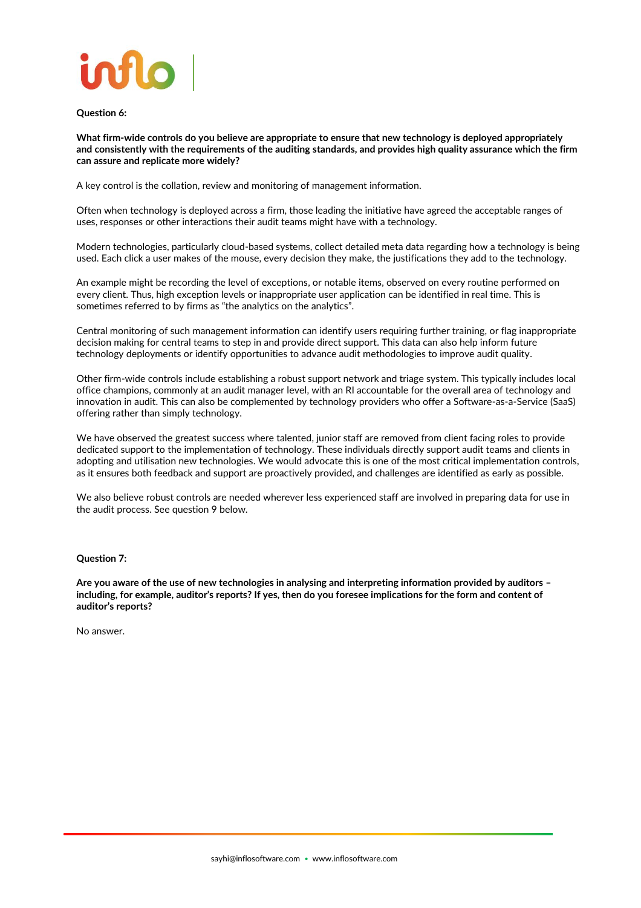**Question 6:**

**What firm-wide controls do you believe are appropriate to ensure that new technology is deployed appropriately and consistently with the requirements of the auditing standards, and provides high quality assurance which the firm can assure and replicate more widely?**

A key control is the collation, review and monitoring of management information.

Often when technology is deployed across a firm, those leading the initiative have agreed the acceptable ranges of uses, responses or other interactions their audit teams might have with a technology.

Modern technologies, particularly cloud-based systems, collect detailed meta data regarding how a technology is being used. Each click a user makes of the mouse, every decision they make, the justifications they add to the technology.

An example might be recording the level of exceptions, or notable items, observed on every routine performed on every client. Thus, high exception levels or inappropriate user application can be identified in real time. This is sometimes referred to by firms as "the analytics on the analytics".

Central monitoring of such management information can identify users requiring further training, or flag inappropriate decision making for central teams to step in and provide direct support. This data can also help inform future technology deployments or identify opportunities to advance audit methodologies to improve audit quality.

Other firm-wide controls include establishing a robust support network and triage system. This typically includes local office champions, commonly at an audit manager level, with an RI accountable for the overall area of technology and innovation in audit. This can also be complemented by technology providers who offer a Software-as-a-Service (SaaS) offering rather than simply technology.

We have observed the greatest success where talented, junior staff are removed from client facing roles to provide dedicated support to the implementation of technology. These individuals directly support audit teams and clients in adopting and utilisation new technologies. We would advocate this is one of the most critical implementation controls, as it ensures both feedback and support are proactively provided, and challenges are identified as early as possible.

We also believe robust controls are needed wherever less experienced staff are involved in preparing data for use in the audit process. See question 9 below.

**Question 7:**

**Are you aware of the use of new technologies in analysing and interpreting information provided by auditors – including, for example, auditor's reports? If yes, then do you foresee implications for the form and content of auditor's reports?**

No answer.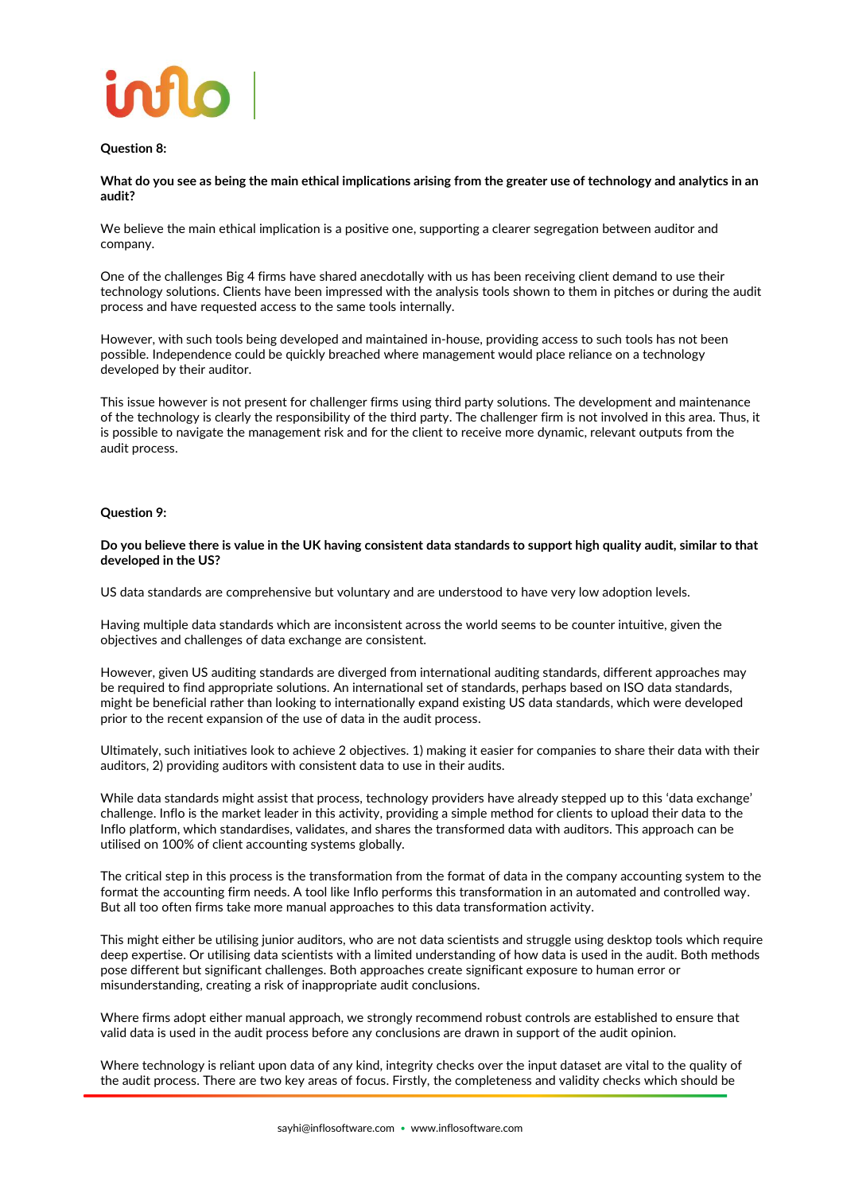**Question 8:**

**What do you see as being the main ethical implications arising from the greater use of technology and analytics in an audit?**

We believe the main ethical implication is a positive one, supporting a clearer segregation between auditor and company.

One of the challenges Big 4 firms have shared anecdotally with us has been receiving client demand to use their technology solutions. Clients have been impressed with the analysis tools shown to them in pitches or during the audit process and have requested access to the same tools internally.

However, with such tools being developed and maintained in-house, providing access to such tools has not been possible. Independence could be quickly breached where management would place reliance on a technology developed by their auditor.

This issue however is not present for challenger firms using third party solutions. The development and maintenance of the technology is clearly the responsibility of the third party. The challenger firm is not involved in this area. Thus, it is possible to navigate the management risk and for the client to receive more dynamic, relevant outputs from the audit process.

**Question 9:**

**Do you believe there is value in the UK having consistent data standards to support high quality audit, similar to that developed in the US?**

US data standards are comprehensive but voluntary and are understood to have very low adoption levels.

Having multiple data standards which are inconsistent across the world seems to be counter intuitive, given the objectives and challenges of data exchange are consistent.

However, given US auditing standards are diverged from international auditing standards, different approaches may be required to find appropriate solutions. An international set of standards, perhaps based on ISO data standards, might be beneficial rather than looking to internationally expand existing US data standards, which were developed prior to the recent expansion of the use of data in the audit process.

Ultimately, such initiatives look to achieve 2 objectives. 1) making it easier for companies to share their data with their auditors, 2) providing auditors with consistent data to use in their audits.

While data standards might assist that process, technology providers have already stepped up to this 'data exchange' challenge. Inflo is the market leader in this activity, providing a simple method for clients to upload their data to the Inflo platform, which standardises, validates, and shares the transformed data with auditors. This approach can be utilised on 100% of client accounting systems globally.

The critical step in this process is the transformation from the format of data in the company accounting system to the format the accounting firm needs. A tool like Inflo performs this transformation in an automated and controlled way. But all too often firms take more manual approaches to this data transformation activity.

This might either be utilising junior auditors, who are not data scientists and struggle using desktop tools which require deep expertise. Or utilising data scientists with a limited understanding of how data is used in the audit. Both methods pose different but significant challenges. Both approaches create significant exposure to human error or misunderstanding, creating a risk of inappropriate audit conclusions.

Where firms adopt either manual approach, we strongly recommend robust controls are established to ensure that valid data is used in the audit process before any conclusions are drawn in support of the audit opinion.

Where technology is reliant upon data of any kind, integrity checks over the input dataset are vital to the quality of the audit process. There are two key areas of focus. Firstly, the completeness and validity checks which should be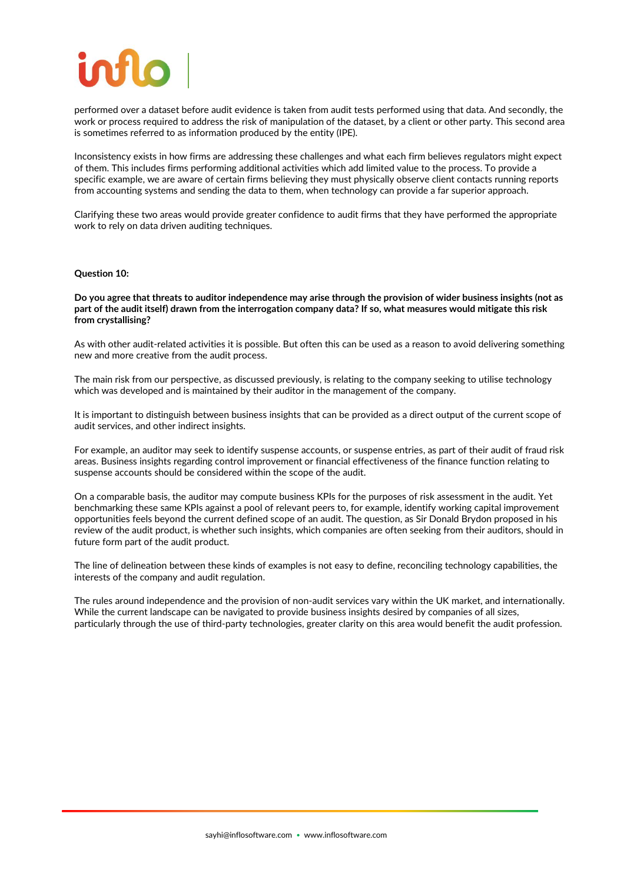performed over a dataset before audit evidence is taken from audit tests performed using that data. And secondly, the work or process required to address the risk of manipulation of the dataset, by a client or other party. This second area is sometimes referred to as information produced by the entity (IPE).

Inconsistency exists in how firms are addressing these challenges and what each firm believes regulators might expect of them. This includes firms performing additional activities which add limited value to the process. To provide a specific example, we are aware of certain firms believing they must physically observe client contacts running reports from accounting systems and sending the data to them, when technology can provide a far superior approach.

Clarifying these two areas would provide greater confidence to audit firms that they have performed the appropriate work to rely on data driven auditing techniques.

**Question 10:**

**Do you agree that threats to auditor independence may arise through the provision of wider business insights (not as part of the audit itself) drawn from the interrogation company data? If so, what measures would mitigate this risk from crystallising?**

As with other audit-related activities it is possible. But often this can be used as a reason to avoid delivering something new and more creative from the audit process.

The main risk from our perspective, as discussed previously, is relating to the company seeking to utilise technology which was developed and is maintained by their auditor in the management of the company.

It is important to distinguish between business insights that can be provided as a direct output of the current scope of audit services, and other indirect insights.

For example, an auditor may seek to identify suspense accounts, or suspense entries, as part of their audit of fraud risk areas. Business insights regarding control improvement or financial effectiveness of the finance function relating to suspense accounts should be considered within the scope of the audit.

On a comparable basis, the auditor may compute business KPIs for the purposes of risk assessment in the audit. Yet benchmarking these same KPIs against a pool of relevant peers to, for example, identify working capital improvement opportunities feels beyond the current defined scope of an audit. The question, as Sir Donald Brydon proposed in his review of the audit product, is whether such insights, which companies are often seeking from their auditors, should in future form part of the audit product.

The line of delineation between these kinds of examples is not easy to define, reconciling technology capabilities, the interests of the company and audit regulation.

The rules around independence and the provision of non-audit services vary within the UK market, and internationally. While the current landscape can be navigated to provide business insights desired by companies of all sizes, particularly through the use of third-party technologies, greater clarity on this area would benefit the audit profession.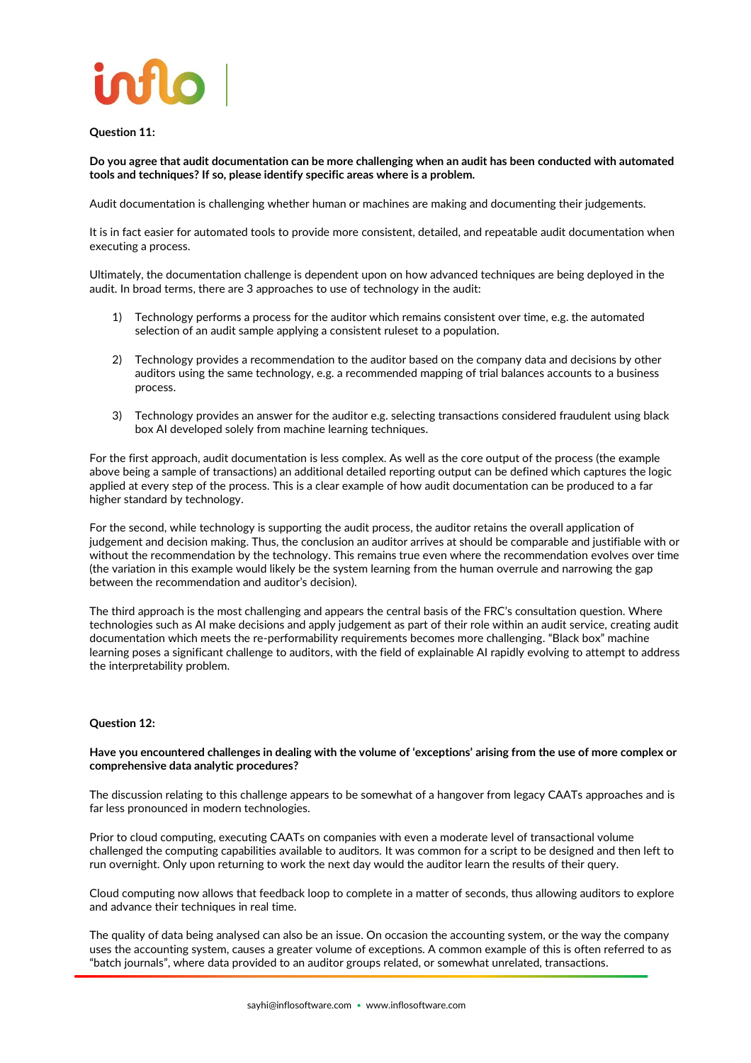**Question 11:**

**Do you agree that audit documentation can be more challenging when an audit has been conducted with automated tools and techniques? If so, please identify specific areas where is a problem.**

Audit documentation is challenging whether human or machines are making and documenting their judgements.

It is in fact easier for automated tools to provide more consistent, detailed, and repeatable audit documentation when executing a process.

Ultimately, the documentation challenge is dependent upon on how advanced techniques are being deployed in the audit. In broad terms, there are 3 approaches to use of technology in the audit:

1) Technology performs a process for the auditor which remains consistent over time, e.g. the automated selection of an audit sample applying a consistent ruleset to a population.

2) Technology provides a recommendation to the auditor based on the company data and decisions by other auditors using the same technology, e.g. a recommended mapping of trial balances accounts to a business process.

3) Technology provides an answer for the auditor e.g. selecting transactions considered fraudulent using black box AI developed solely from machine learning techniques.

For the first approach, audit documentation is less complex. As well as the core output of the process (the example above being a sample of transactions) an additional detailed reporting output can be defined which captures the logic applied at every step of the process. This is a clear example of how audit documentation can be produced to a far higher standard by technology.

For the second, while technology is supporting the audit process, the auditor retains the overall application of judgement and decision making. Thus, the conclusion an auditor arrives at should be comparable and justifiable with or without the recommendation by the technology. This remains true even where the recommendation evolves over time (the variation in this example would likely be the system learning from the human overrule and narrowing the gap between the recommendation and auditor's decision).

The third approach is the most challenging and appears the central basis of the FRC's consultation question. Where technologies such as AI make decisions and apply judgement as part of their role within an audit service, creating audit documentation which meets the re-performability requirements becomes more challenging. "Black box" machine learning poses a significant challenge to auditors, with the field of explainable AI rapidly evolving to attempt to address the interpretability problem.

**Question 12:**

**Have you encountered challenges in dealing with the volume of 'exceptions' arising from the use of more complex or comprehensive data analytic procedures?**

The discussion relating to this challenge appears to be somewhat of a hangover from legacy CAATs approaches and is far less pronounced in modern technologies.

Prior to cloud computing, executing CAATs on companies with even a moderate level of transactional volume challenged the computing capabilities available to auditors. It was common for a script to be designed and then left to run overnight. Only upon returning to work the next day would the auditor learn the results of their query.

Cloud computing now allows that feedback loop to complete in a matter of seconds, thus allowing auditors to explore and advance their techniques in real time.

The quality of data being analysed can also be an issue. On occasion the accounting system, or the way the company uses the accounting system, causes a greater volume of exceptions. A common example of this is often referred to as "batch journals", where data provided to an auditor groups related, or somewhat unrelated, transactions.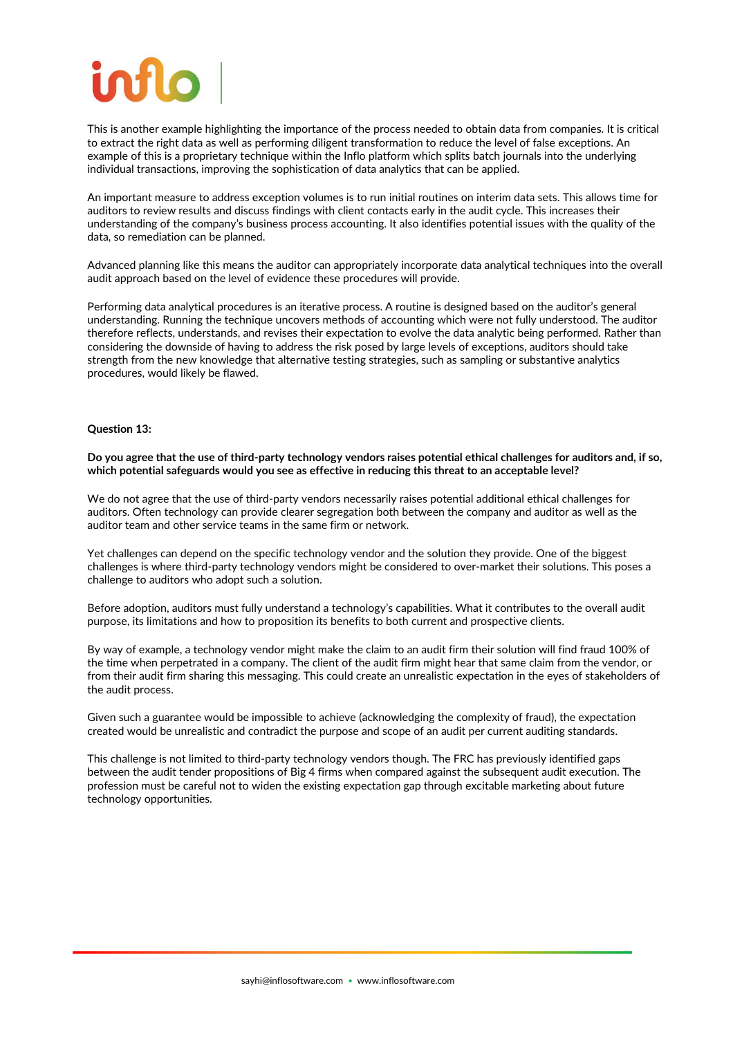This is another example highlighting the importance of the process needed to obtain data from companies. It is critical to extract the right data as well as performing diligent transformation to reduce the level of false exceptions. An example of this is a proprietary technique within the Inflo platform which splits batch journals into the underlying individual transactions, improving the sophistication of data analytics that can be applied.

An important measure to address exception volumes is to run initial routines on interim data sets. This allows time for auditors to review results and discuss findings with client contacts early in the audit cycle. This increases their understanding of the company's business process accounting. It also identifies potential issues with the quality of the data, so remediation can be planned.

Advanced planning like this means the auditor can appropriately incorporate data analytical techniques into the overall audit approach based on the level of evidence these procedures will provide.

Performing data analytical procedures is an iterative process. A routine is designed based on the auditor's general understanding. Running the technique uncovers methods of accounting which were not fully understood. The auditor therefore reflects, understands, and revises their expectation to evolve the data analytic being performed. Rather than considering the downside of having to address the risk posed by large levels of exceptions, auditors should take strength from the new knowledge that alternative testing strategies, such as sampling or substantive analytics procedures, would likely be flawed.

**Question 13:**

**Do you agree that the use of third-party technology vendors raises potential ethical challenges for auditors and, if so, which potential safeguards would you see as effective in reducing this threat to an acceptable level?**

We do not agree that the use of third-party vendors necessarily raises potential additional ethical challenges for auditors. Often technology can provide clearer segregation both between the company and auditor as well as the auditor team and other service teams in the same firm or network.

Yet challenges can depend on the specific technology vendor and the solution they provide. One of the biggest challenges is where third-party technology vendors might be considered to over-market their solutions. This poses a challenge to auditors who adopt such a solution.

Before adoption, auditors must fully understand a technology's capabilities. What it contributes to the overall audit purpose, its limitations and how to proposition its benefits to both current and prospective clients.

By way of example, a technology vendor might make the claim to an audit firm their solution will find fraud 100% of the time when perpetrated in a company. The client of the audit firm might hear that same claim from the vendor, or from their audit firm sharing this messaging. This could create an unrealistic expectation in the eyes of stakeholders of the audit process.

Given such a guarantee would be impossible to achieve (acknowledging the complexity of fraud), the expectation created would be unrealistic and contradict the purpose and scope of an audit per current auditing standards.

This challenge is not limited to third-party technology vendors though. The FRC has previously identified gaps between the audit tender propositions of Big 4 firms when compared against the subsequent audit execution. The profession must be careful not to widen the existing expectation gap through excitable marketing about future technology opportunities.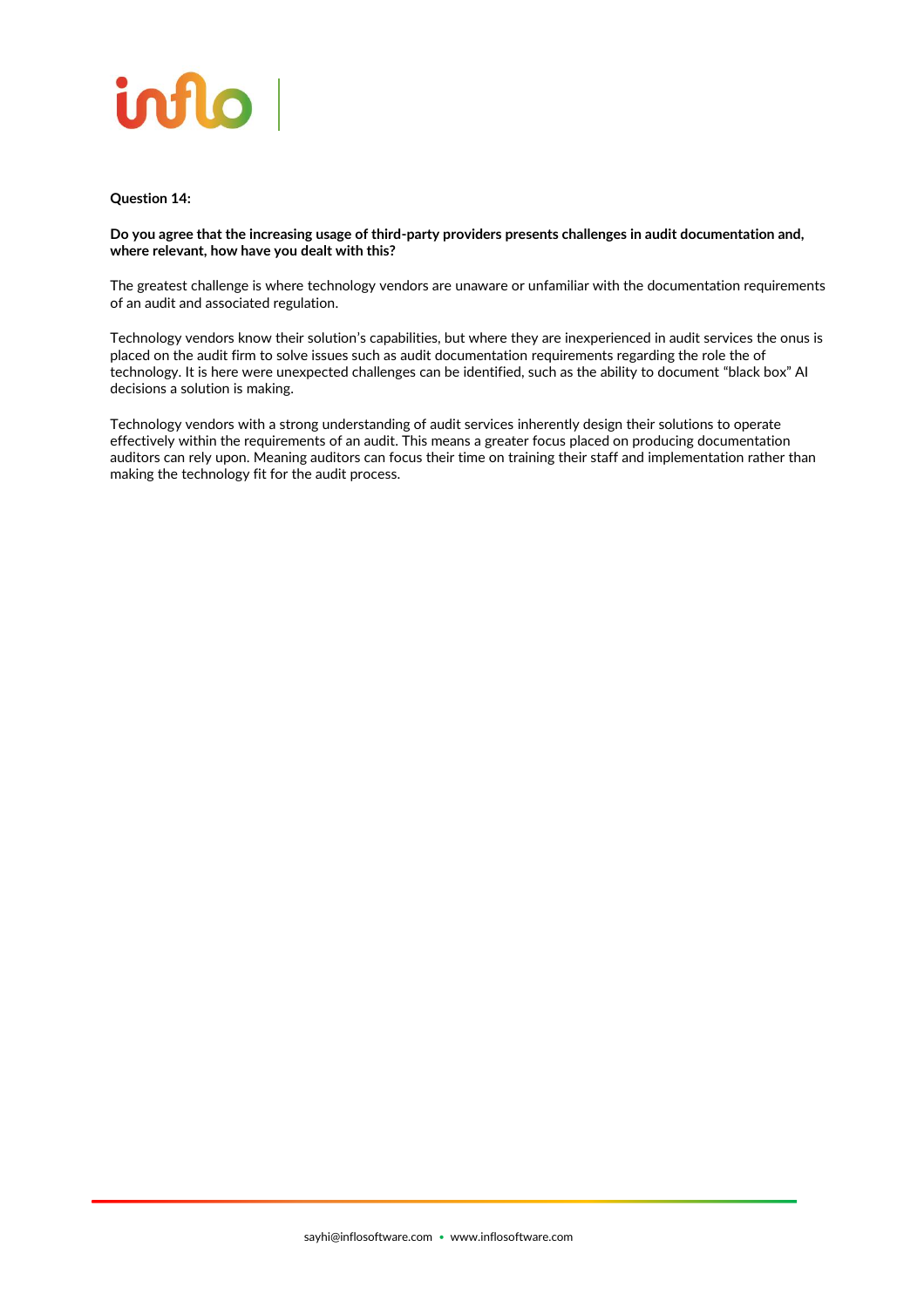**Question 14:**

**Do you agree that the increasing usage of third-party providers presents challenges in audit documentation and, where relevant, how have you dealt with this?**

The greatest challenge is where technology vendors are unaware or unfamiliar with the documentation requirements of an audit and associated regulation.

Technology vendors know their solution's capabilities, but where they are inexperienced in audit services the onus is placed on the audit firm to solve issues such as audit documentation requirements regarding the role the of technology. It is here were unexpected challenges can be identified, such as the ability to document "black box" AI decisions a solution is making.

Technology vendors with a strong understanding of audit services inherently design their solutions to operate effectively within the requirements of an audit. This means a greater focus placed on producing documentation auditors can rely upon. Meaning auditors can focus their time on training their staff and implementation rather than making the technology fit for the audit process.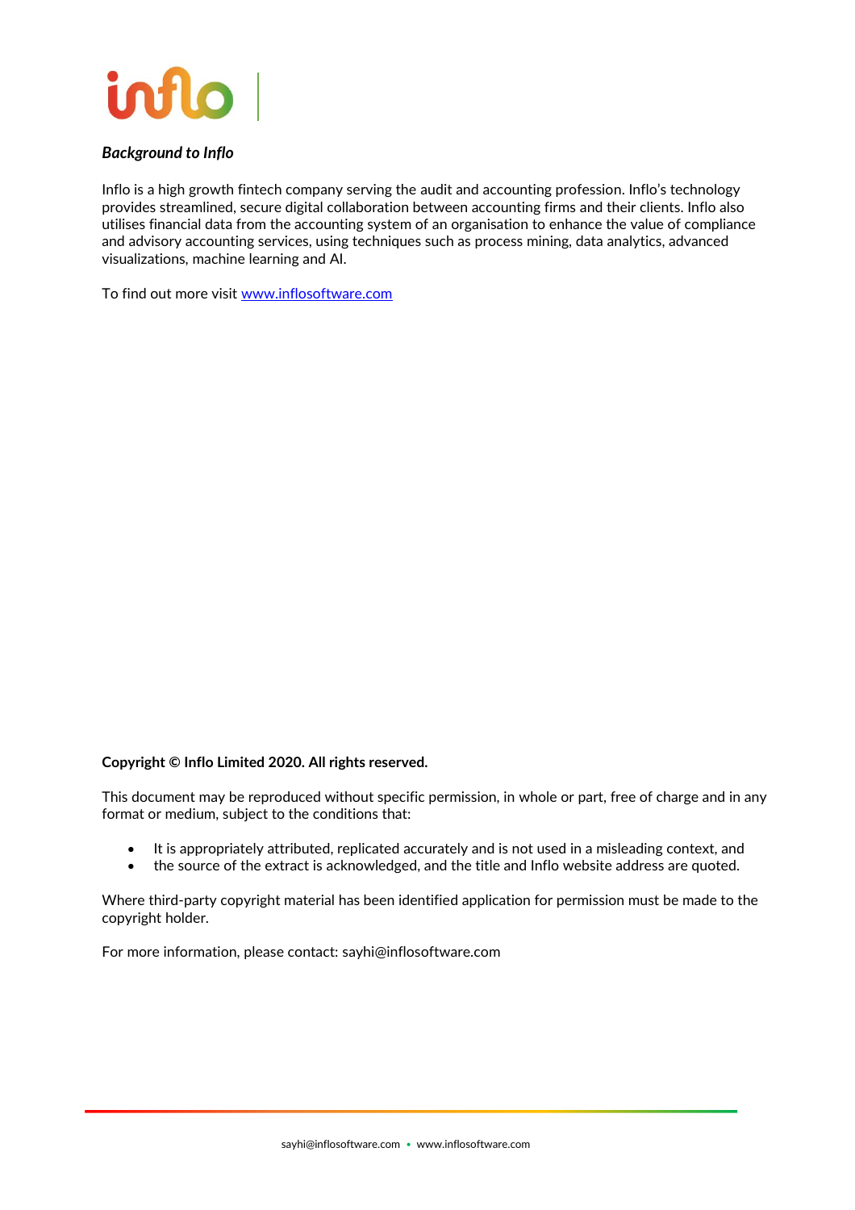***Background to Inflo***

Inflo is a high growth fintech company serving the audit and accounting profession. Inflo's technology provides streamlined, secure digital collaboration between accounting firms and their clients. Inflo also utilises financial data from the accounting system of an organisation to enhance the value of compliance and advisory accounting services, using techniques such as process mining, data analytics, advanced visualizations, machine learning and AI.

To find out more visit www.inflosoftware.com

**Copyright © Inflo Limited 2020. All rights reserved.**

This document may be reproduced without specific permission, in whole or part, free of charge and in any format or medium, subject to the conditions that:

- It is appropriately attributed, replicated accurately and is not used in a misleading context, and
- the source of the extract is acknowledged, and the title and Inflo website address are quoted.

Where third-party copyright material has been identified application for permission must be made to the copyright holder.

For more information, please contact: sayhi@inflosoftware.com